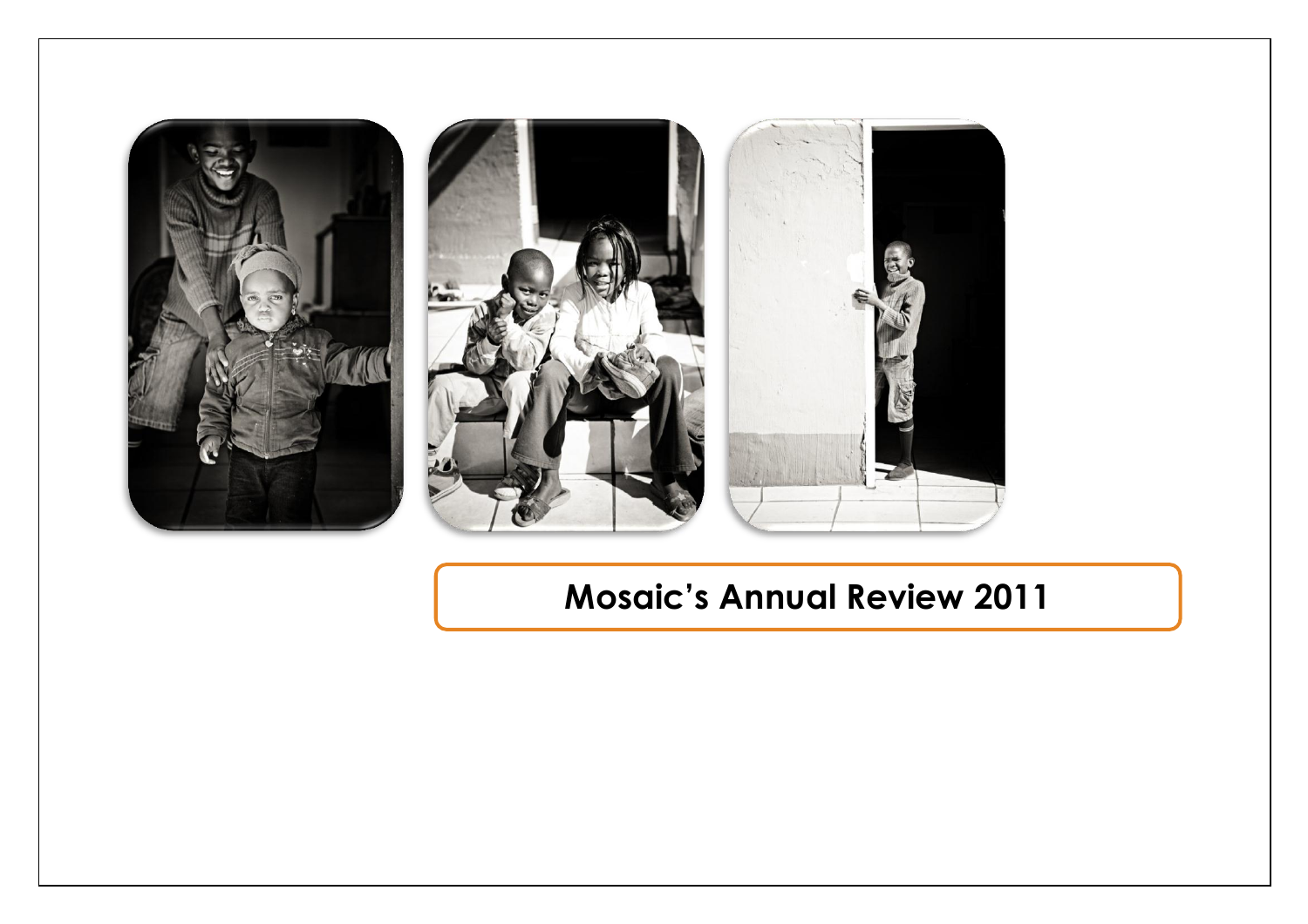# Mosaic's Annual Review 2011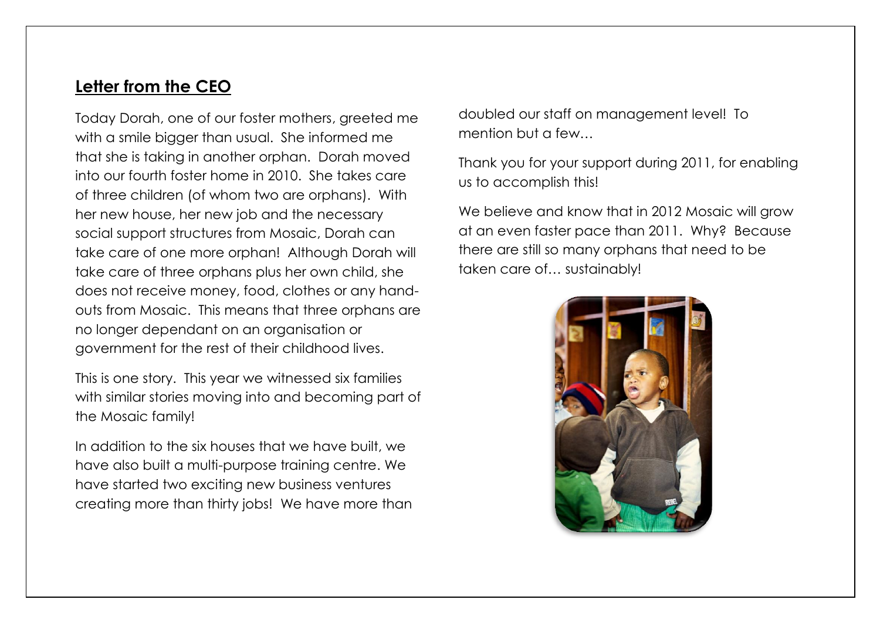## Letter from the CEO

Today Dorah, one of our foster mothers, greeted me with a smile bigger than usual. She informed me that she is taking in another orphan. Dorah moved into our fourth foster home in 2010. She takes care of three children (of whom two are orphans). With her new house, her new job and the necessary social support structures from Mosaic, Dorah can take care of one more orphan! Although Dorah will take care of three orphans plus her own child, she does not receive money, food, clothes or any hand-outs from Mosaic. This means that three orphans are no longer dependant on an organisation or government for the rest of their childhood lives.

This is one story. This year we witnessed six families with similar stories moving into and becoming part of the Mosaic family!

In addition to the six houses that we have built, we have also built a multi-purpose training centre. We have started two exciting new business ventures creating more than thirty jobs! We have more than doubled our staff on management level! To mention but a few…

Thank you for your support during 2011, for enabling us to accomplish this!

We believe and know that in 2012 Mosaic will grow at an even faster pace than 2011. Why? Because there are still so many orphans that need to be taken care of… sustainably!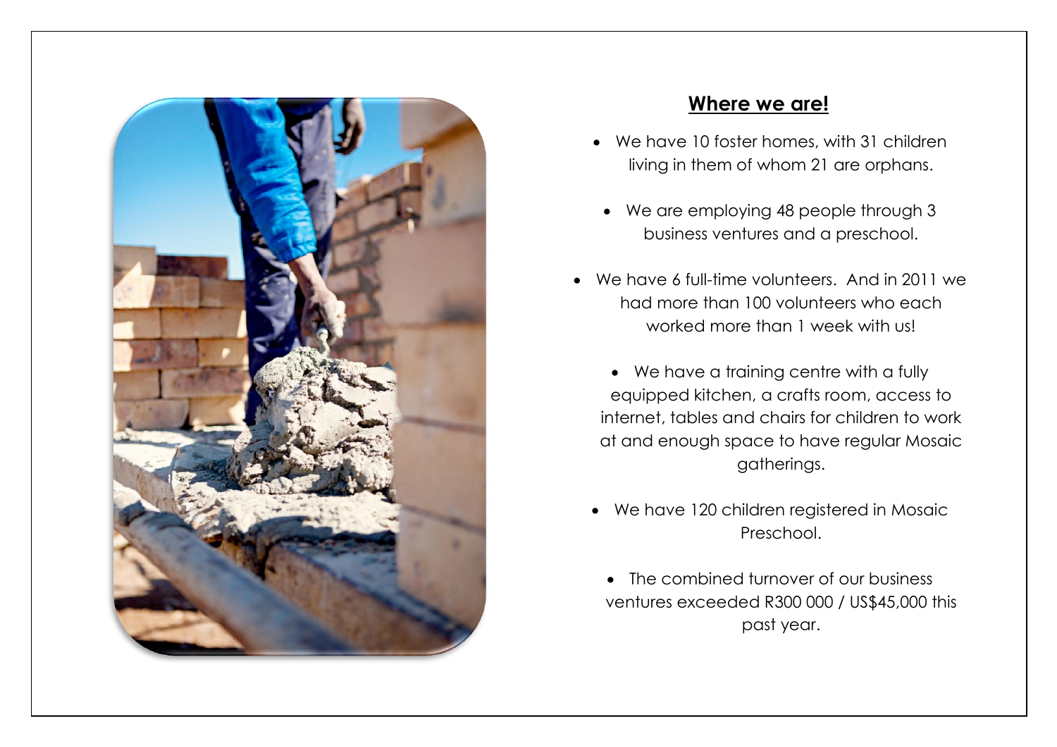## Where we are!

- We have 10 foster homes, with 31 children living in them of whom 21 are orphans.
- We are employing 48 people through 3 business ventures and a preschool.
- We have 6 full-time volunteers. And in 2011 we had more than 100 volunteers who each worked more than 1 week with us!
- We have a training centre with a fully equipped kitchen, a crafts room, access to internet, tables and chairs for children to work at and enough space to have regular Mosaic gatherings.
- We have 120 children registered in Mosaic Preschool.
- The combined turnover of our business ventures exceeded R300 000 / US$45,000 this past year.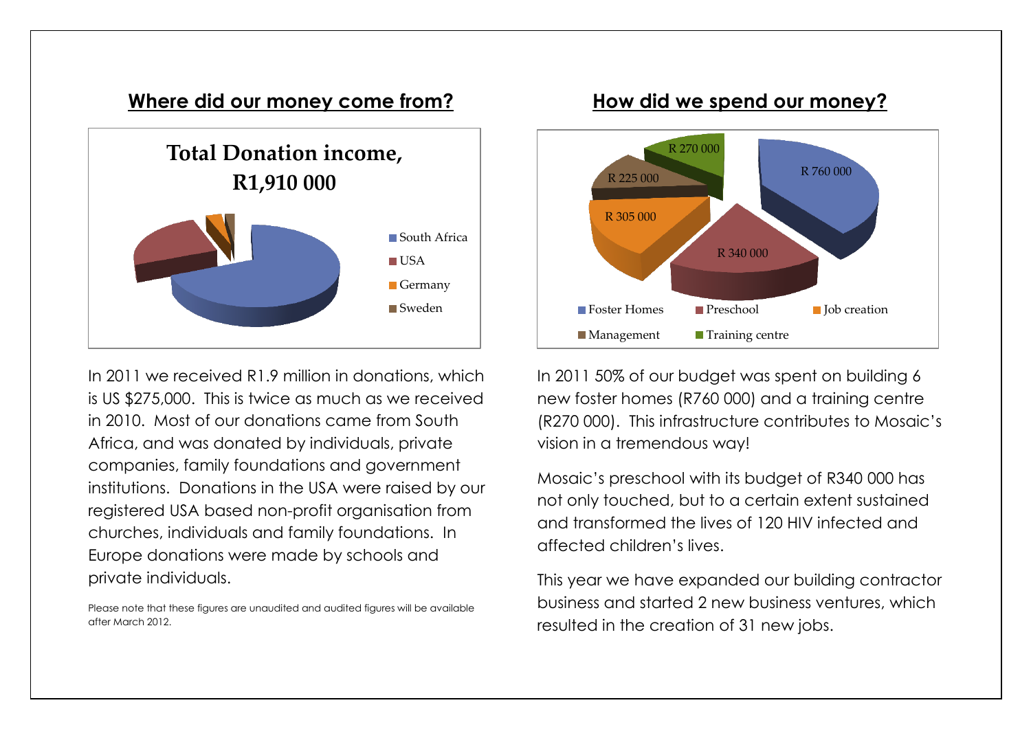## Where did our money come from?

**Total Donation income, R1,910 000**

- South Africa
- USA
- Germany
- Sweden

In 2011 we received R1.9 million in donations, which is US $275,000. This is twice as much as we received in 2010. Most of our donations came from South Africa, and was donated by individuals, private companies, family foundations and government institutions. Donations in the USA were raised by our registered USA based non-profit organisation from churches, individuals and family foundations. In Europe donations were made by schools and private individuals.

Please note that these figures are unaudited and audited figures will be available after March 2012.

## How did we spend our money?

| Category | Amount |
| --- | --- |
| Foster Homes | R 760 000 |
| Preschool | R 340 000 |
| Job creation | R 305 000 |
| Management | R 225 000 |
| Training centre | R 270 000 |

In 2011 50% of our budget was spent on building 6 new foster homes (R760 000) and a training centre (R270 000). This infrastructure contributes to Mosaic's vision in a tremendous way!

Mosaic's preschool with its budget of R340 000 has not only touched, but to a certain extent sustained and transformed the lives of 120 HIV infected and affected children's lives.

This year we have expanded our building contractor business and started 2 new business ventures, which resulted in the creation of 31 new jobs.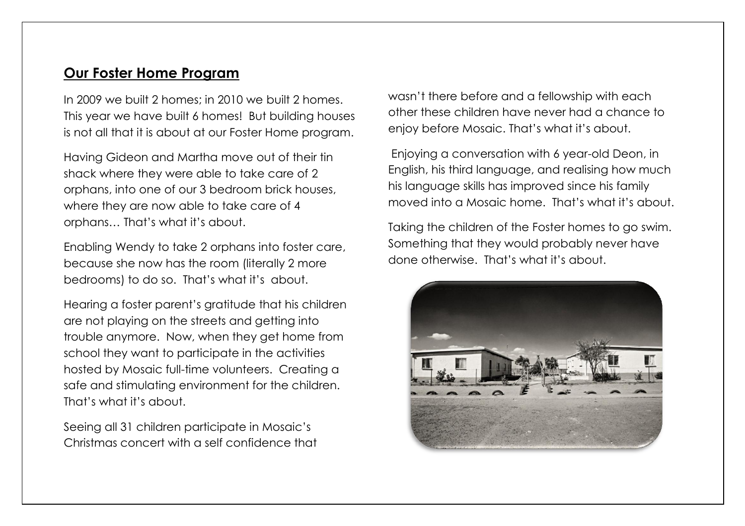## **Our Foster Home Program**

In 2009 we built 2 homes; in 2010 we built 2 homes. This year we have built 6 homes! But building houses is not all that it is about at our Foster Home program.

Having Gideon and Martha move out of their tin shack where they were able to take care of 2 orphans, into one of our 3 bedroom brick houses, where they are now able to take care of 4 orphans… That's what it's about.

Enabling Wendy to take 2 orphans into foster care, because she now has the room (literally 2 more bedrooms) to do so. That's what it's about.

Hearing a foster parent's gratitude that his children are not playing on the streets and getting into trouble anymore. Now, when they get home from school they want to participate in the activities hosted by Mosaic full-time volunteers. Creating a safe and stimulating environment for the children. That's what it's about.

Seeing all 31 children participate in Mosaic's Christmas concert with a self confidence that wasn't there before and a fellowship with each other these children have never had a chance to enjoy before Mosaic. That's what it's about.

Enjoying a conversation with 6 year-old Deon, in English, his third language, and realising how much his language skills has improved since his family moved into a Mosaic home. That's what it's about.

Taking the children of the Foster homes to go swim. Something that they would probably never have done otherwise. That's what it's about.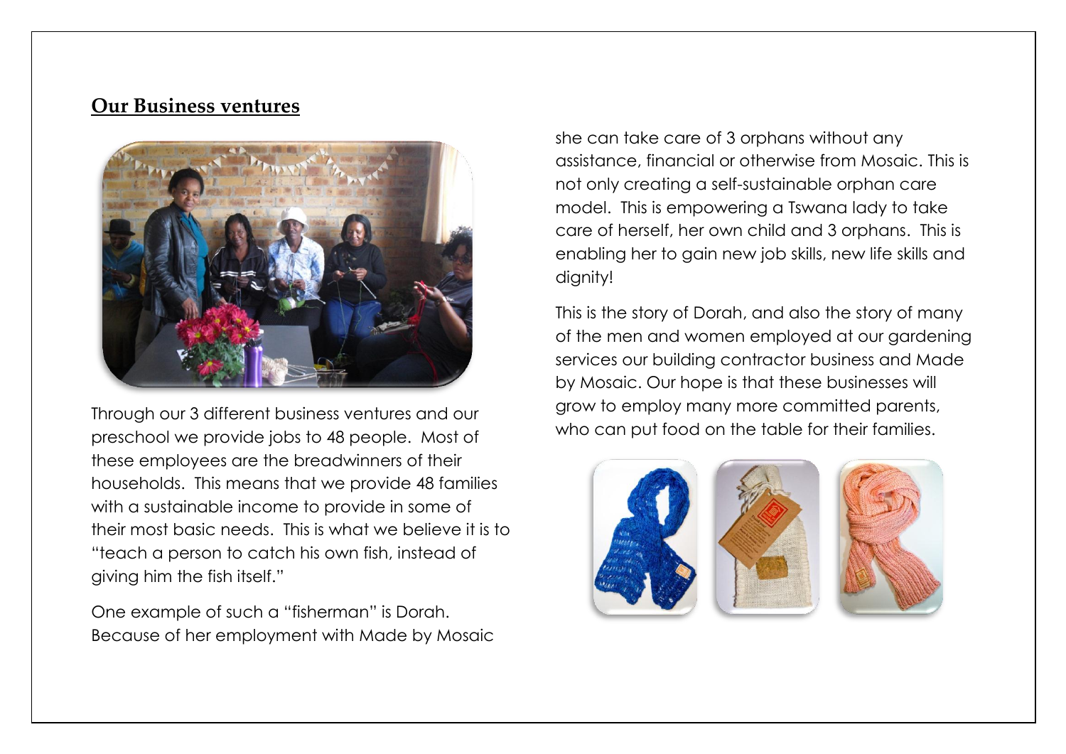## Our Business ventures

Through our 3 different business ventures and our preschool we provide jobs to 48 people. Most of these employees are the breadwinners of their households. This means that we provide 48 families with a sustainable income to provide in some of their most basic needs. This is what we believe it is to "teach a person to catch his own fish, instead of giving him the fish itself."

One example of such a "fisherman" is Dorah. Because of her employment with Made by Mosaic she can take care of 3 orphans without any assistance, financial or otherwise from Mosaic. This is not only creating a self-sustainable orphan care model. This is empowering a Tswana lady to take care of herself, her own child and 3 orphans. This is enabling her to gain new job skills, new life skills and dignity!

This is the story of Dorah, and also the story of many of the men and women employed at our gardening services our building contractor business and Made by Mosaic. Our hope is that these businesses will grow to employ many more committed parents, who can put food on the table for their families.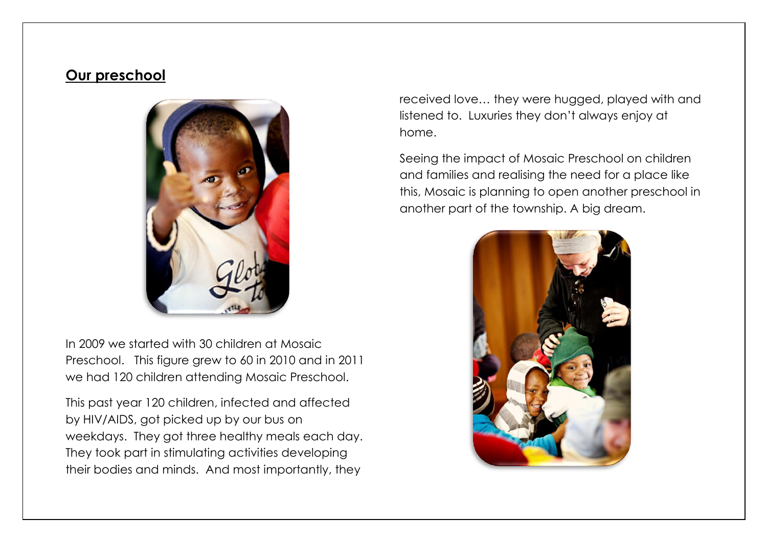## Our preschool

In 2009 we started with 30 children at Mosaic Preschool. This figure grew to 60 in 2010 and in 2011 we had 120 children attending Mosaic Preschool.

This past year 120 children, infected and affected by HIV/AIDS, got picked up by our bus on weekdays. They got three healthy meals each day. They took part in stimulating activities developing their bodies and minds. And most importantly, they received love… they were hugged, played with and listened to. Luxuries they don't always enjoy at home.

Seeing the impact of Mosaic Preschool on children and families and realising the need for a place like this, Mosaic is planning to open another preschool in another part of the township. A big dream.